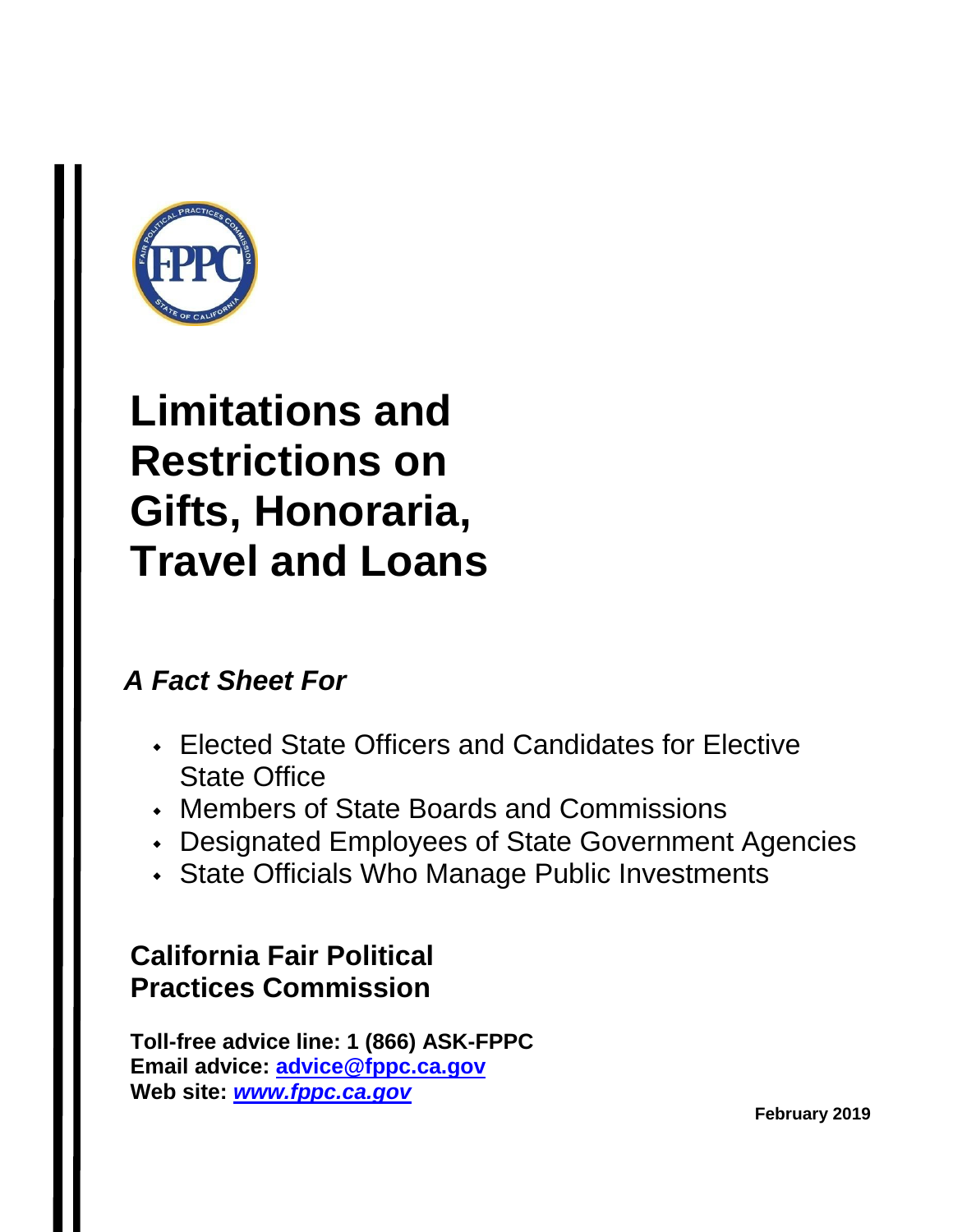# Limitations and Restrictions on Gifts, Honoraria, Travel and Loans

***A Fact Sheet For***

- Elected State Officers and Candidates for Elective State Office
- Members of State Boards and Commissions
- Designated Employees of State Government Agencies
- State Officials Who Manage Public Investments

**California Fair Political Practices Commission**

**Toll-free advice line: 1 (866) ASK-FPPC**
**Email advice: advice@fppc.ca.gov**
**Web site: *www.fppc.ca.gov***

**February 2019**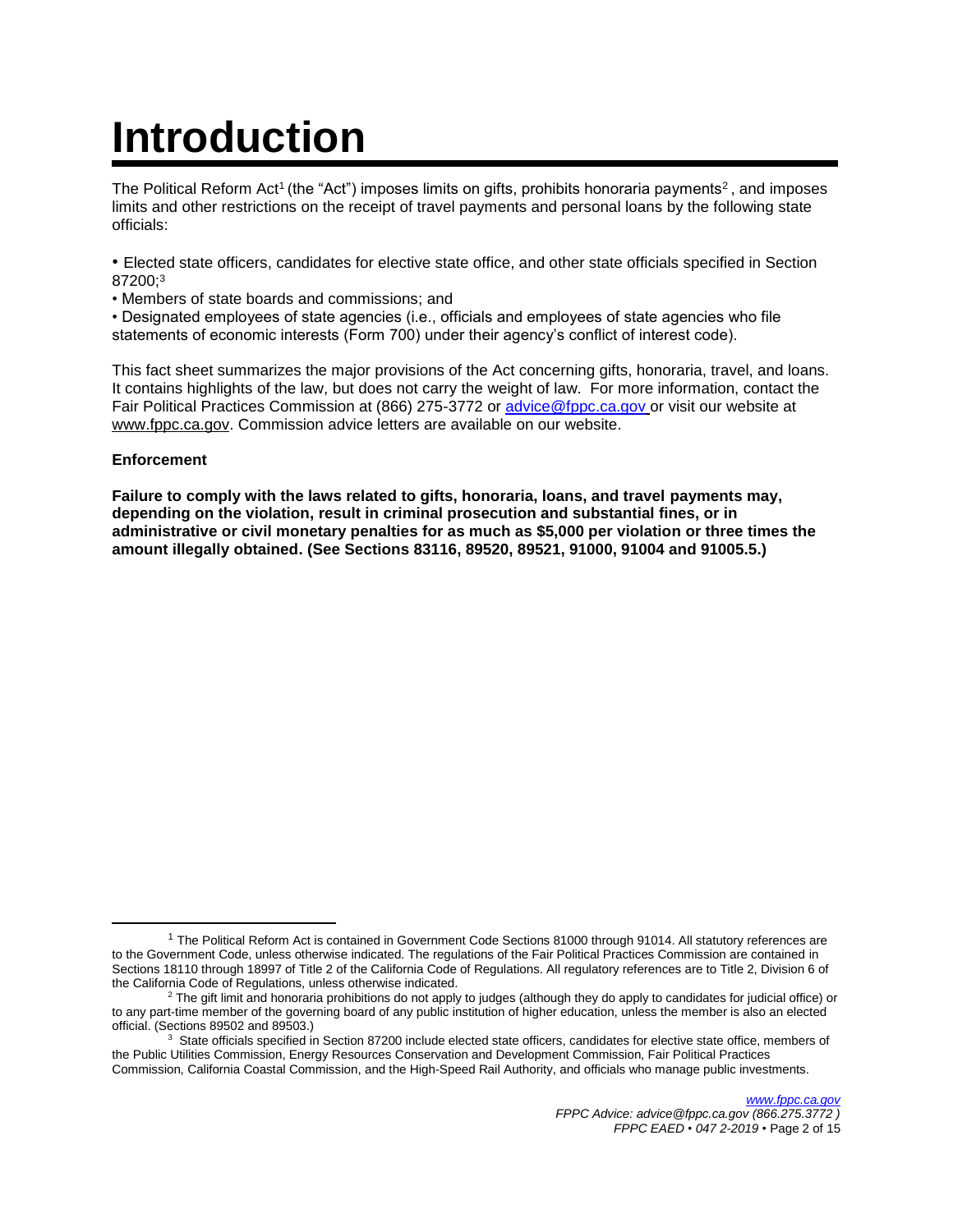# Introduction

The Political Reform Act[1] (the "Act") imposes limits on gifts, prohibits honoraria payments[2], and imposes limits and other restrictions on the receipt of travel payments and personal loans by the following state officials:

- Elected state officers, candidates for elective state office, and other state officials specified in Section 87200;[3]
- Members of state boards and commissions; and
- Designated employees of state agencies (i.e., officials and employees of state agencies who file statements of economic interests (Form 700) under their agency's conflict of interest code).

This fact sheet summarizes the major provisions of the Act concerning gifts, honoraria, travel, and loans. It contains highlights of the law, but does not carry the weight of law. For more information, contact the Fair Political Practices Commission at (866) 275-3772 or advice@fppc.ca.gov or visit our website at www.fppc.ca.gov. Commission advice letters are available on our website.

**Enforcement**

**Failure to comply with the laws related to gifts, honoraria, loans, and travel payments may, depending on the violation, result in criminal prosecution and substantial fines, or in administrative or civil monetary penalties for as much as $5,000 per violation or three times the amount illegally obtained. (See Sections 83116, 89520, 89521, 91000, 91004 and 91005.5.)**

---

[1] The Political Reform Act is contained in Government Code Sections 81000 through 91014. All statutory references are to the Government Code, unless otherwise indicated. The regulations of the Fair Political Practices Commission are contained in Sections 18110 through 18997 of Title 2 of the California Code of Regulations. All regulatory references are to Title 2, Division 6 of the California Code of Regulations, unless otherwise indicated.

[2] The gift limit and honoraria prohibitions do not apply to judges (although they do apply to candidates for judicial office) or to any part-time member of the governing board of any public institution of higher education, unless the member is also an elected official. (Sections 89502 and 89503.)

[3] State officials specified in Section 87200 include elected state officers, candidates for elective state office, members of the Public Utilities Commission, Energy Resources Conservation and Development Commission, Fair Political Practices Commission, California Coastal Commission, and the High-Speed Rail Authority, and officials who manage public investments.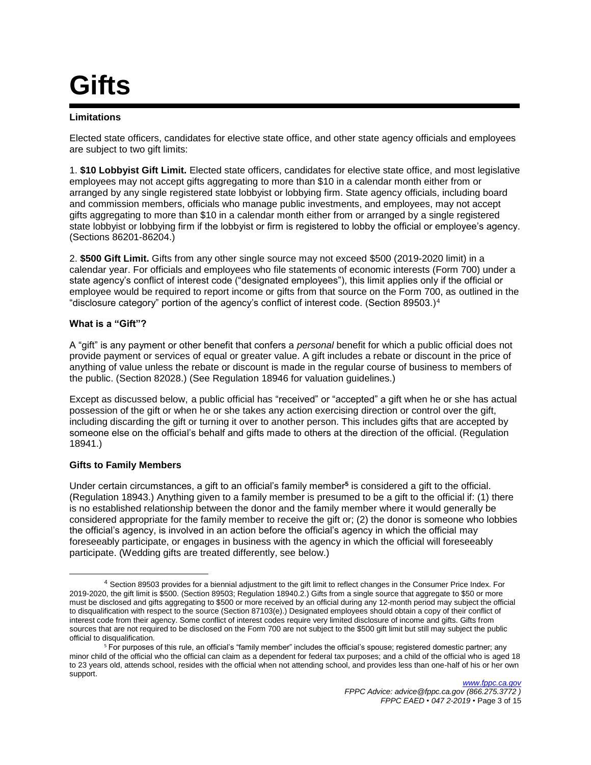# Gifts

**Limitations**

Elected state officers, candidates for elective state office, and other state agency officials and employees are subject to two gift limits:

1. **$10 Lobbyist Gift Limit.** Elected state officers, candidates for elective state office, and most legislative employees may not accept gifts aggregating to more than $10 in a calendar month either from or arranged by any single registered state lobbyist or lobbying firm. State agency officials, including board and commission members, officials who manage public investments, and employees, may not accept gifts aggregating to more than $10 in a calendar month either from or arranged by a single registered state lobbyist or lobbying firm if the lobbyist or firm is registered to lobby the official or employee's agency. (Sections 86201-86204.)

2. **$500 Gift Limit.** Gifts from any other single source may not exceed $500 (2019-2020 limit) in a calendar year. For officials and employees who file statements of economic interests (Form 700) under a state agency's conflict of interest code ("designated employees"), this limit applies only if the official or employee would be required to report income or gifts from that source on the Form 700, as outlined in the "disclosure category" portion of the agency's conflict of interest code. (Section 89503.)[4]

**What is a "Gift"?**

A "gift" is any payment or other benefit that confers a *personal* benefit for which a public official does not provide payment or services of equal or greater value. A gift includes a rebate or discount in the price of anything of value unless the rebate or discount is made in the regular course of business to members of the public. (Section 82028.) (See Regulation 18946 for valuation guidelines.)

Except as discussed below, a public official has "received" or "accepted" a gift when he or she has actual possession of the gift or when he or she takes any action exercising direction or control over the gift, including discarding the gift or turning it over to another person. This includes gifts that are accepted by someone else on the official's behalf and gifts made to others at the direction of the official. (Regulation 18941.)

**Gifts to Family Members**

Under certain circumstances, a gift to an official's family member[5] is considered a gift to the official. (Regulation 18943.) Anything given to a family member is presumed to be a gift to the official if: (1) there is no established relationship between the donor and the family member where it would generally be considered appropriate for the family member to receive the gift or; (2) the donor is someone who lobbies the official's agency, is involved in an action before the official's agency in which the official may foreseeably participate, or engages in business with the agency in which the official will foreseeably participate. (Wedding gifts are treated differently, see below.)

---

[4] Section 89503 provides for a biennial adjustment to the gift limit to reflect changes in the Consumer Price Index. For 2019-2020, the gift limit is $500. (Section 89503; Regulation 18940.2.) Gifts from a single source that aggregate to $50 or more must be disclosed and gifts aggregating to $500 or more received by an official during any 12-month period may subject the official to disqualification with respect to the source (Section 87103(e).) Designated employees should obtain a copy of their conflict of interest code from their agency. Some conflict of interest codes require very limited disclosure of income and gifts. Gifts from sources that are not required to be disclosed on the Form 700 are not subject to the $500 gift limit but still may subject the public official to disqualification.

[5] For purposes of this rule, an official's "family member" includes the official's spouse; registered domestic partner; any minor child of the official who the official can claim as a dependent for federal tax purposes; and a child of the official who is aged 18 to 23 years old, attends school, resides with the official when not attending school, and provides less than one-half of his or her own support.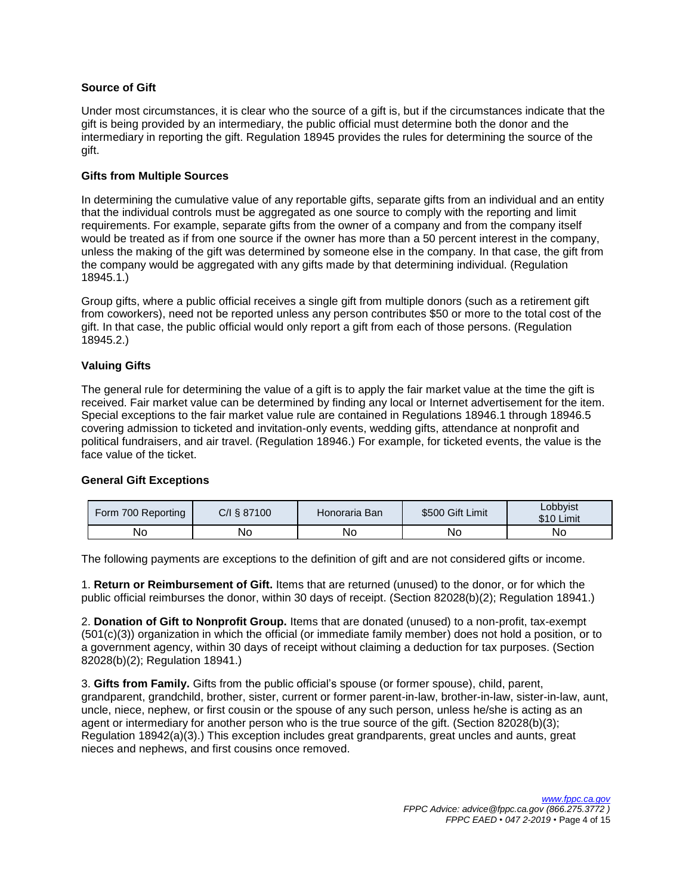### Source of Gift

Under most circumstances, it is clear who the source of a gift is, but if the circumstances indicate that the gift is being provided by an intermediary, the public official must determine both the donor and the intermediary in reporting the gift. Regulation 18945 provides the rules for determining the source of the gift.

### Gifts from Multiple Sources

In determining the cumulative value of any reportable gifts, separate gifts from an individual and an entity that the individual controls must be aggregated as one source to comply with the reporting and limit requirements. For example, separate gifts from the owner of a company and from the company itself would be treated as if from one source if the owner has more than a 50 percent interest in the company, unless the making of the gift was determined by someone else in the company. In that case, the gift from the company would be aggregated with any gifts made by that determining individual. (Regulation 18945.1.)

Group gifts, where a public official receives a single gift from multiple donors (such as a retirement gift from coworkers), need not be reported unless any person contributes $50 or more to the total cost of the gift. In that case, the public official would only report a gift from each of those persons. (Regulation 18945.2.)

### Valuing Gifts

The general rule for determining the value of a gift is to apply the fair market value at the time the gift is received. Fair market value can be determined by finding any local or Internet advertisement for the item. Special exceptions to the fair market value rule are contained in Regulations 18946.1 through 18946.5 covering admission to ticketed and invitation-only events, wedding gifts, attendance at nonprofit and political fundraisers, and air travel. (Regulation 18946.) For example, for ticketed events, the value is the face value of the ticket.

### General Gift Exceptions

| Form 700 Reporting | C/I § 87100 | Honoraria Ban | $500 Gift Limit | Lobbyist $10 Limit |
|---|---|---|---|---|
| No | No | No | No | No |

The following payments are exceptions to the definition of gift and are not considered gifts or income.

1. **Return or Reimbursement of Gift.** Items that are returned (unused) to the donor, or for which the public official reimburses the donor, within 30 days of receipt. (Section 82028(b)(2); Regulation 18941.)

2. **Donation of Gift to Nonprofit Group.** Items that are donated (unused) to a non-profit, tax-exempt (501(c)(3)) organization in which the official (or immediate family member) does not hold a position, or to a government agency, within 30 days of receipt without claiming a deduction for tax purposes. (Section 82028(b)(2); Regulation 18941.)

3. **Gifts from Family.** Gifts from the public official's spouse (or former spouse), child, parent, grandparent, grandchild, brother, sister, current or former parent-in-law, brother-in-law, sister-in-law, aunt, uncle, niece, nephew, or first cousin or the spouse of any such person, unless he/she is acting as an agent or intermediary for another person who is the true source of the gift. (Section 82028(b)(3); Regulation 18942(a)(3).) This exception includes great grandparents, great uncles and aunts, great nieces and nephews, and first cousins once removed.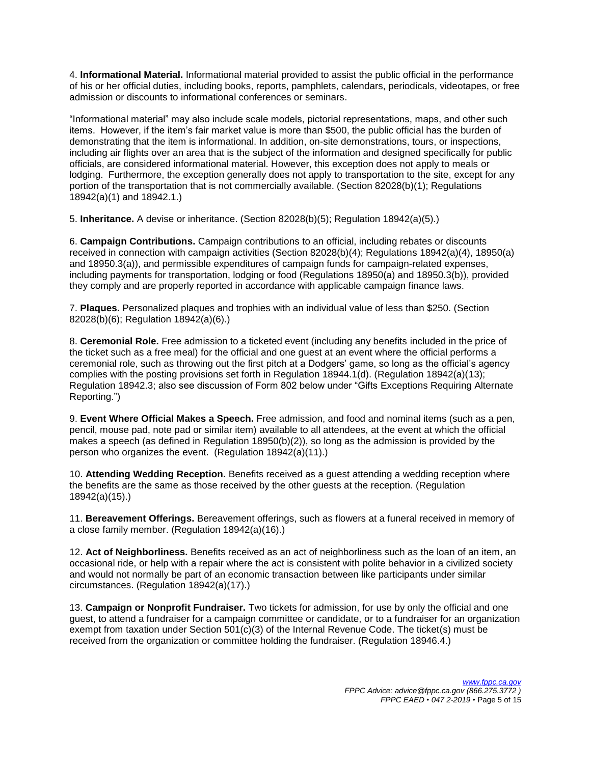4. **Informational Material.** Informational material provided to assist the public official in the performance of his or her official duties, including books, reports, pamphlets, calendars, periodicals, videotapes, or free admission or discounts to informational conferences or seminars.

"Informational material" may also include scale models, pictorial representations, maps, and other such items. However, if the item's fair market value is more than $500, the public official has the burden of demonstrating that the item is informational. In addition, on-site demonstrations, tours, or inspections, including air flights over an area that is the subject of the information and designed specifically for public officials, are considered informational material. However, this exception does not apply to meals or lodging. Furthermore, the exception generally does not apply to transportation to the site, except for any portion of the transportation that is not commercially available. (Section 82028(b)(1); Regulations 18942(a)(1) and 18942.1.)

5. **Inheritance.** A devise or inheritance. (Section 82028(b)(5); Regulation 18942(a)(5).)

6. **Campaign Contributions.** Campaign contributions to an official, including rebates or discounts received in connection with campaign activities (Section 82028(b)(4); Regulations 18942(a)(4), 18950(a) and 18950.3(a)), and permissible expenditures of campaign funds for campaign-related expenses, including payments for transportation, lodging or food (Regulations 18950(a) and 18950.3(b)), provided they comply and are properly reported in accordance with applicable campaign finance laws.

7. **Plaques.** Personalized plaques and trophies with an individual value of less than $250. (Section 82028(b)(6); Regulation 18942(a)(6).)

8. **Ceremonial Role.** Free admission to a ticketed event (including any benefits included in the price of the ticket such as a free meal) for the official and one guest at an event where the official performs a ceremonial role, such as throwing out the first pitch at a Dodgers' game, so long as the official's agency complies with the posting provisions set forth in Regulation 18944.1(d). (Regulation 18942(a)(13); Regulation 18942.3; also see discussion of Form 802 below under "Gifts Exceptions Requiring Alternate Reporting.")

9. **Event Where Official Makes a Speech.** Free admission, and food and nominal items (such as a pen, pencil, mouse pad, note pad or similar item) available to all attendees, at the event at which the official makes a speech (as defined in Regulation 18950(b)(2)), so long as the admission is provided by the person who organizes the event. (Regulation 18942(a)(11).)

10. **Attending Wedding Reception.** Benefits received as a guest attending a wedding reception where the benefits are the same as those received by the other guests at the reception. (Regulation 18942(a)(15).)

11. **Bereavement Offerings.** Bereavement offerings, such as flowers at a funeral received in memory of a close family member. (Regulation 18942(a)(16).)

12. **Act of Neighborliness.** Benefits received as an act of neighborliness such as the loan of an item, an occasional ride, or help with a repair where the act is consistent with polite behavior in a civilized society and would not normally be part of an economic transaction between like participants under similar circumstances. (Regulation 18942(a)(17).)

13. **Campaign or Nonprofit Fundraiser.** Two tickets for admission, for use by only the official and one guest, to attend a fundraiser for a campaign committee or candidate, or to a fundraiser for an organization exempt from taxation under Section 501(c)(3) of the Internal Revenue Code. The ticket(s) must be received from the organization or committee holding the fundraiser. (Regulation 18946.4.)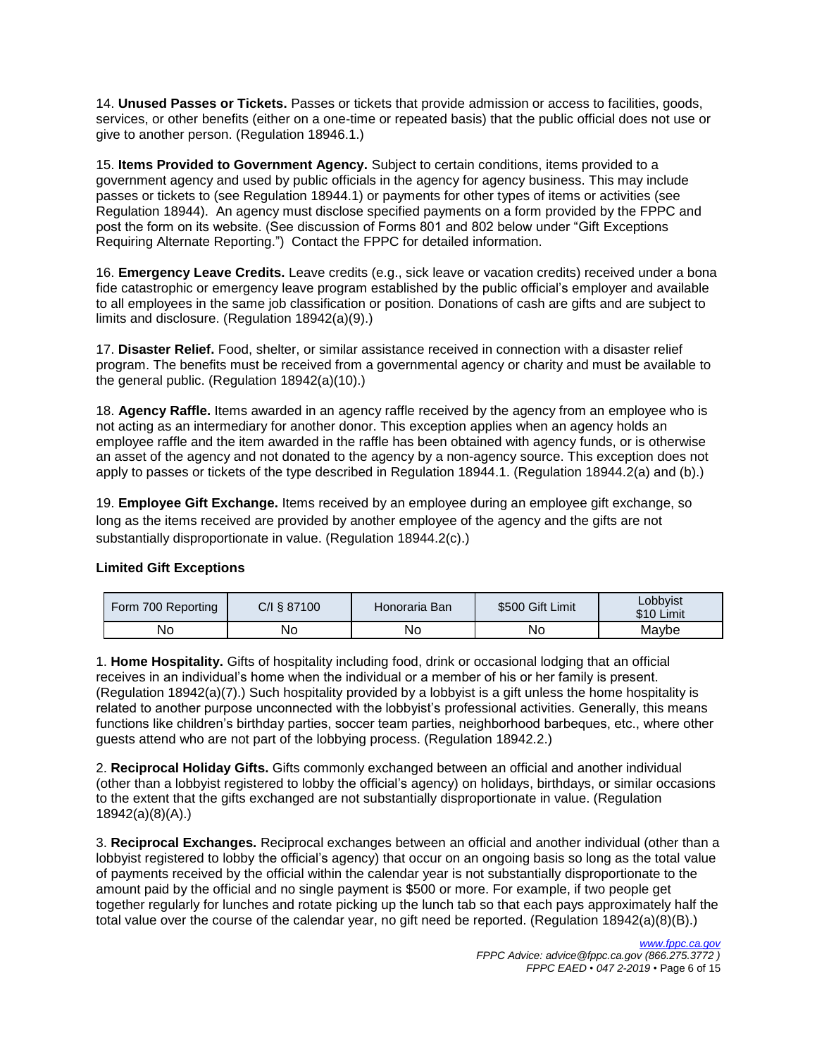14. **Unused Passes or Tickets.** Passes or tickets that provide admission or access to facilities, goods, services, or other benefits (either on a one-time or repeated basis) that the public official does not use or give to another person. (Regulation 18946.1.)

15. **Items Provided to Government Agency.** Subject to certain conditions, items provided to a government agency and used by public officials in the agency for agency business. This may include passes or tickets to (see Regulation 18944.1) or payments for other types of items or activities (see Regulation 18944). An agency must disclose specified payments on a form provided by the FPPC and post the form on its website. (See discussion of Forms 801 and 802 below under "Gift Exceptions Requiring Alternate Reporting.") Contact the FPPC for detailed information.

16. **Emergency Leave Credits.** Leave credits (e.g., sick leave or vacation credits) received under a bona fide catastrophic or emergency leave program established by the public official's employer and available to all employees in the same job classification or position. Donations of cash are gifts and are subject to limits and disclosure. (Regulation 18942(a)(9).)

17. **Disaster Relief.** Food, shelter, or similar assistance received in connection with a disaster relief program. The benefits must be received from a governmental agency or charity and must be available to the general public. (Regulation 18942(a)(10).)

18. **Agency Raffle.** Items awarded in an agency raffle received by the agency from an employee who is not acting as an intermediary for another donor. This exception applies when an agency holds an employee raffle and the item awarded in the raffle has been obtained with agency funds, or is otherwise an asset of the agency and not donated to the agency by a non-agency source. This exception does not apply to passes or tickets of the type described in Regulation 18944.1. (Regulation 18944.2(a) and (b).)

19. **Employee Gift Exchange.** Items received by an employee during an employee gift exchange, so long as the items received are provided by another employee of the agency and the gifts are not substantially disproportionate in value. (Regulation 18944.2(c).)

### Limited Gift Exceptions

| Form 700 Reporting | C/I § 87100 | Honoraria Ban | $500 Gift Limit | Lobbyist $10 Limit |
|---|---|---|---|---|
| No | No | No | No | Maybe |

1. **Home Hospitality.** Gifts of hospitality including food, drink or occasional lodging that an official receives in an individual's home when the individual or a member of his or her family is present. (Regulation 18942(a)(7).) Such hospitality provided by a lobbyist is a gift unless the home hospitality is related to another purpose unconnected with the lobbyist's professional activities. Generally, this means functions like children's birthday parties, soccer team parties, neighborhood barbeques, etc., where other guests attend who are not part of the lobbying process. (Regulation 18942.2.)

2. **Reciprocal Holiday Gifts.** Gifts commonly exchanged between an official and another individual (other than a lobbyist registered to lobby the official's agency) on holidays, birthdays, or similar occasions to the extent that the gifts exchanged are not substantially disproportionate in value. (Regulation 18942(a)(8)(A).)

3. **Reciprocal Exchanges.** Reciprocal exchanges between an official and another individual (other than a lobbyist registered to lobby the official's agency) that occur on an ongoing basis so long as the total value of payments received by the official within the calendar year is not substantially disproportionate to the amount paid by the official and no single payment is $500 or more. For example, if two people get together regularly for lunches and rotate picking up the lunch tab so that each pays approximately half the total value over the course of the calendar year, no gift need be reported. (Regulation 18942(a)(8)(B).)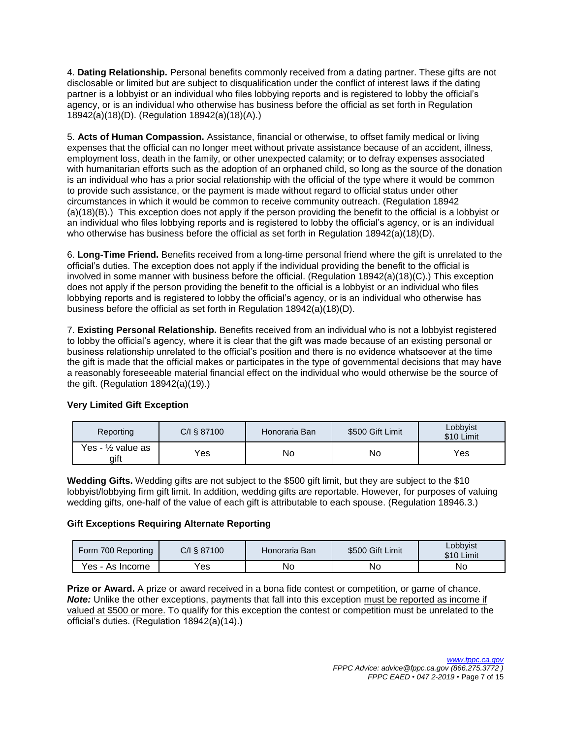4. **Dating Relationship.** Personal benefits commonly received from a dating partner. These gifts are not disclosable or limited but are subject to disqualification under the conflict of interest laws if the dating partner is a lobbyist or an individual who files lobbying reports and is registered to lobby the official's agency, or is an individual who otherwise has business before the official as set forth in Regulation 18942(a)(18)(D). (Regulation 18942(a)(18)(A).)

5. **Acts of Human Compassion.** Assistance, financial or otherwise, to offset family medical or living expenses that the official can no longer meet without private assistance because of an accident, illness, employment loss, death in the family, or other unexpected calamity; or to defray expenses associated with humanitarian efforts such as the adoption of an orphaned child, so long as the source of the donation is an individual who has a prior social relationship with the official of the type where it would be common to provide such assistance, or the payment is made without regard to official status under other circumstances in which it would be common to receive community outreach. (Regulation 18942 (a)(18)(B).) This exception does not apply if the person providing the benefit to the official is a lobbyist or an individual who files lobbying reports and is registered to lobby the official's agency, or is an individual who otherwise has business before the official as set forth in Regulation 18942(a)(18)(D).

6. **Long-Time Friend.** Benefits received from a long-time personal friend where the gift is unrelated to the official's duties. The exception does not apply if the individual providing the benefit to the official is involved in some manner with business before the official. (Regulation 18942(a)(18)(C).) This exception does not apply if the person providing the benefit to the official is a lobbyist or an individual who files lobbying reports and is registered to lobby the official's agency, or is an individual who otherwise has business before the official as set forth in Regulation 18942(a)(18)(D).

7. **Existing Personal Relationship.** Benefits received from an individual who is not a lobbyist registered to lobby the official's agency, where it is clear that the gift was made because of an existing personal or business relationship unrelated to the official's position and there is no evidence whatsoever at the time the gift is made that the official makes or participates in the type of governmental decisions that may have a reasonably foreseeable material financial effect on the individual who would otherwise be the source of the gift. (Regulation 18942(a)(19).)

### Very Limited Gift Exception

| Reporting | C/I § 87100 | Honoraria Ban | $500 Gift Limit | Lobbyist $10 Limit |
|---|---|---|---|---|
| Yes - ½ value as gift | Yes | No | No | Yes |

**Wedding Gifts.** Wedding gifts are not subject to the $500 gift limit, but they are subject to the $10 lobbyist/lobbying firm gift limit. In addition, wedding gifts are reportable. However, for purposes of valuing wedding gifts, one-half of the value of each gift is attributable to each spouse. (Regulation 18946.3.)

### Gift Exceptions Requiring Alternate Reporting

| Form 700 Reporting | C/I § 87100 | Honoraria Ban | $500 Gift Limit | Lobbyist $10 Limit |
|---|---|---|---|---|
| Yes - As Income | Yes | No | No | No |

**Prize or Award.** A prize or award received in a bona fide contest or competition, or game of chance. ***Note:*** Unlike the other exceptions, payments that fall into this exception must be reported as income if valued at $500 or more. To qualify for this exception the contest or competition must be unrelated to the official's duties. (Regulation 18942(a)(14).)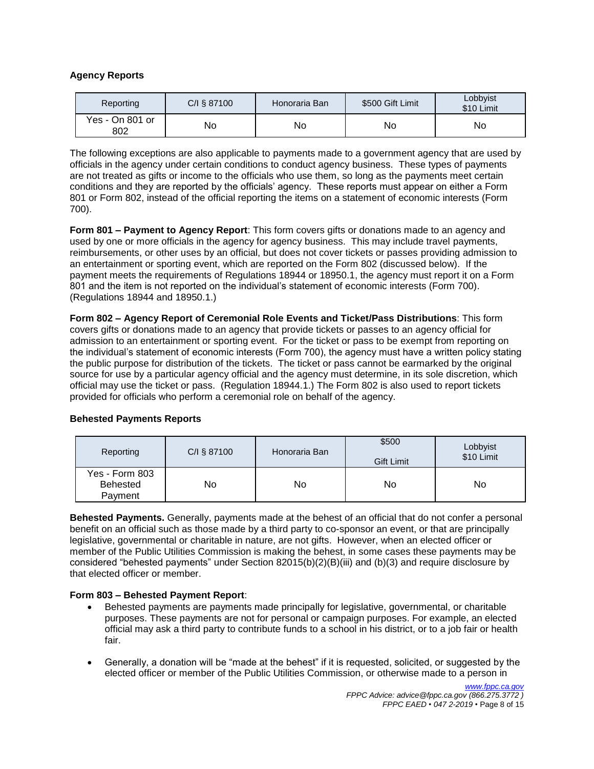**Agency Reports**

| Reporting | C/I § 87100 | Honoraria Ban | \$500 Gift Limit | Lobbyist \$10 Limit |
|---|---|---|---|---|
| Yes - On 801 or 802 | No | No | No | No |

The following exceptions are also applicable to payments made to a government agency that are used by officials in the agency under certain conditions to conduct agency business. These types of payments are not treated as gifts or income to the officials who use them, so long as the payments meet certain conditions and they are reported by the officials' agency. These reports must appear on either a Form 801 or Form 802, instead of the official reporting the items on a statement of economic interests (Form 700).

**Form 801 – Payment to Agency Report**: This form covers gifts or donations made to an agency and used by one or more officials in the agency for agency business. This may include travel payments, reimbursements, or other uses by an official, but does not cover tickets or passes providing admission to an entertainment or sporting event, which are reported on the Form 802 (discussed below). If the payment meets the requirements of Regulations 18944 or 18950.1, the agency must report it on a Form 801 and the item is not reported on the individual's statement of economic interests (Form 700). (Regulations 18944 and 18950.1.)

**Form 802 – Agency Report of Ceremonial Role Events and Ticket/Pass Distributions**: This form covers gifts or donations made to an agency that provide tickets or passes to an agency official for admission to an entertainment or sporting event. For the ticket or pass to be exempt from reporting on the individual's statement of economic interests (Form 700), the agency must have a written policy stating the public purpose for distribution of the tickets. The ticket or pass cannot be earmarked by the original source for use by a particular agency official and the agency must determine, in its sole discretion, which official may use the ticket or pass. (Regulation 18944.1.) The Form 802 is also used to report tickets provided for officials who perform a ceremonial role on behalf of the agency.

**Behested Payments Reports**

| Reporting | C/I § 87100 | Honoraria Ban | \$500 Gift Limit | Lobbyist \$10 Limit |
|---|---|---|---|---|
| Yes - Form 803 Behested Payment | No | No | No | No |

**Behested Payments.** Generally, payments made at the behest of an official that do not confer a personal benefit on an official such as those made by a third party to co-sponsor an event, or that are principally legislative, governmental or charitable in nature, are not gifts. However, when an elected officer or member of the Public Utilities Commission is making the behest, in some cases these payments may be considered "behested payments" under Section 82015(b)(2)(B)(iii) and (b)(3) and require disclosure by that elected officer or member.

**Form 803 – Behested Payment Report**:

- Behested payments are payments made principally for legislative, governmental, or charitable purposes. These payments are not for personal or campaign purposes. For example, an elected official may ask a third party to contribute funds to a school in his district, or to a job fair or health fair.
- Generally, a donation will be "made at the behest" if it is requested, solicited, or suggested by the elected officer or member of the Public Utilities Commission, or otherwise made to a person in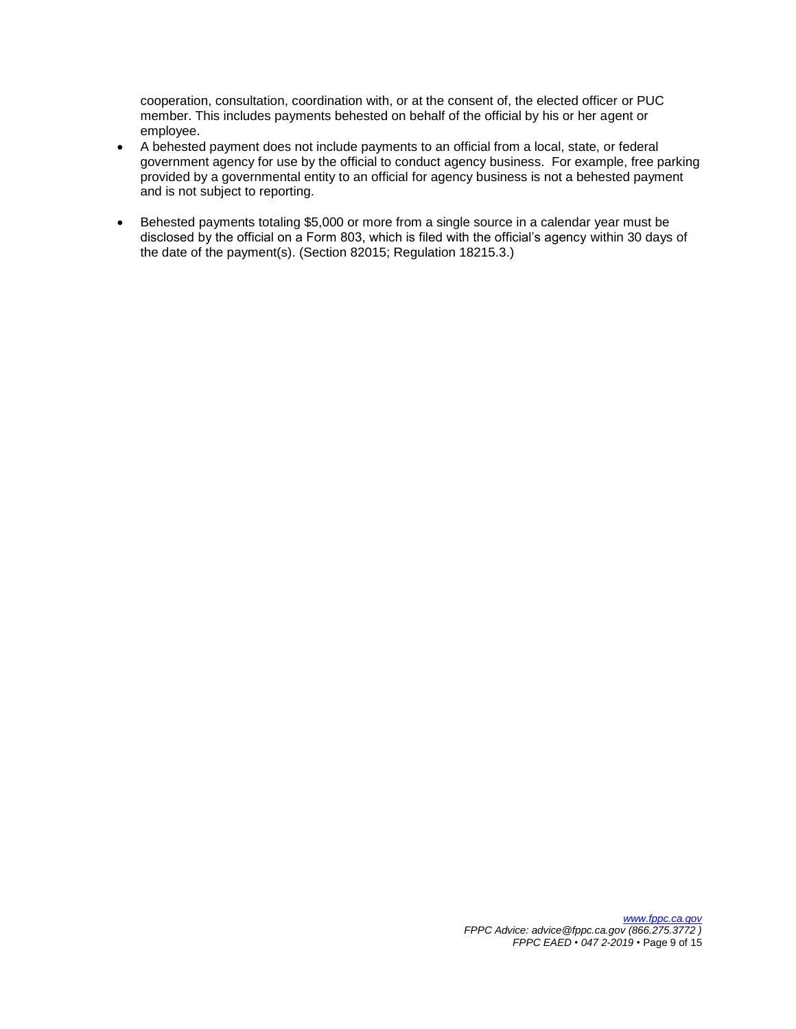cooperation, consultation, coordination with, or at the consent of, the elected officer or PUC member. This includes payments behested on behalf of the official by his or her agent or employee.

- A behested payment does not include payments to an official from a local, state, or federal government agency for use by the official to conduct agency business. For example, free parking provided by a governmental entity to an official for agency business is not a behested payment and is not subject to reporting.
- Behested payments totaling $5,000 or more from a single source in a calendar year must be disclosed by the official on a Form 803, which is filed with the official's agency within 30 days of the date of the payment(s). (Section 82015; Regulation 18215.3.)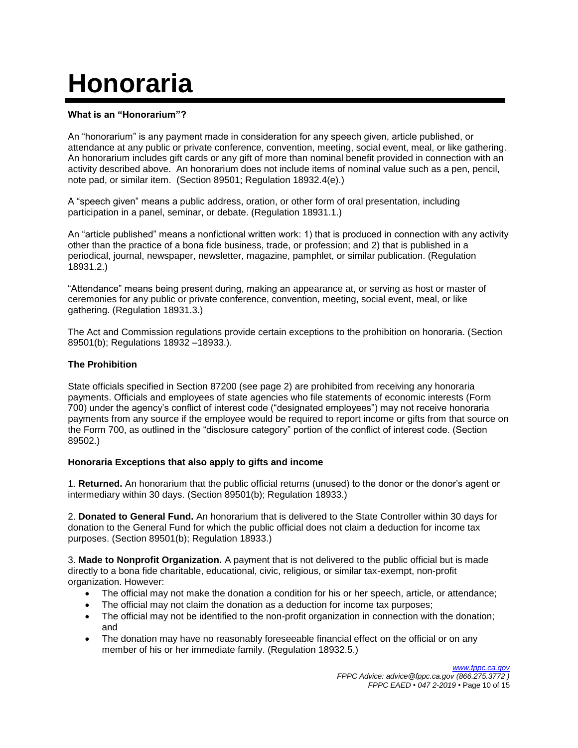# Honoraria

**What is an "Honorarium"?**

An "honorarium" is any payment made in consideration for any speech given, article published, or attendance at any public or private conference, convention, meeting, social event, meal, or like gathering. An honorarium includes gift cards or any gift of more than nominal benefit provided in connection with an activity described above. An honorarium does not include items of nominal value such as a pen, pencil, note pad, or similar item. (Section 89501; Regulation 18932.4(e).)

A "speech given" means a public address, oration, or other form of oral presentation, including participation in a panel, seminar, or debate. (Regulation 18931.1.)

An "article published" means a nonfictional written work: 1) that is produced in connection with any activity other than the practice of a bona fide business, trade, or profession; and 2) that is published in a periodical, journal, newspaper, newsletter, magazine, pamphlet, or similar publication. (Regulation 18931.2.)

"Attendance" means being present during, making an appearance at, or serving as host or master of ceremonies for any public or private conference, convention, meeting, social event, meal, or like gathering. (Regulation 18931.3.)

The Act and Commission regulations provide certain exceptions to the prohibition on honoraria. (Section 89501(b); Regulations 18932 –18933.).

**The Prohibition**

State officials specified in Section 87200 (see page 2) are prohibited from receiving any honoraria payments. Officials and employees of state agencies who file statements of economic interests (Form 700) under the agency's conflict of interest code ("designated employees") may not receive honoraria payments from any source if the employee would be required to report income or gifts from that source on the Form 700, as outlined in the "disclosure category" portion of the conflict of interest code. (Section 89502.)

**Honoraria Exceptions that also apply to gifts and income**

1. **Returned.** An honorarium that the public official returns (unused) to the donor or the donor's agent or intermediary within 30 days. (Section 89501(b); Regulation 18933.)

2. **Donated to General Fund.** An honorarium that is delivered to the State Controller within 30 days for donation to the General Fund for which the public official does not claim a deduction for income tax purposes. (Section 89501(b); Regulation 18933.)

3. **Made to Nonprofit Organization.** A payment that is not delivered to the public official but is made directly to a bona fide charitable, educational, civic, religious, or similar tax-exempt, non-profit organization. However:

- The official may not make the donation a condition for his or her speech, article, or attendance;
- The official may not claim the donation as a deduction for income tax purposes;
- The official may not be identified to the non-profit organization in connection with the donation; and
- The donation may have no reasonably foreseeable financial effect on the official or on any member of his or her immediate family. (Regulation 18932.5.)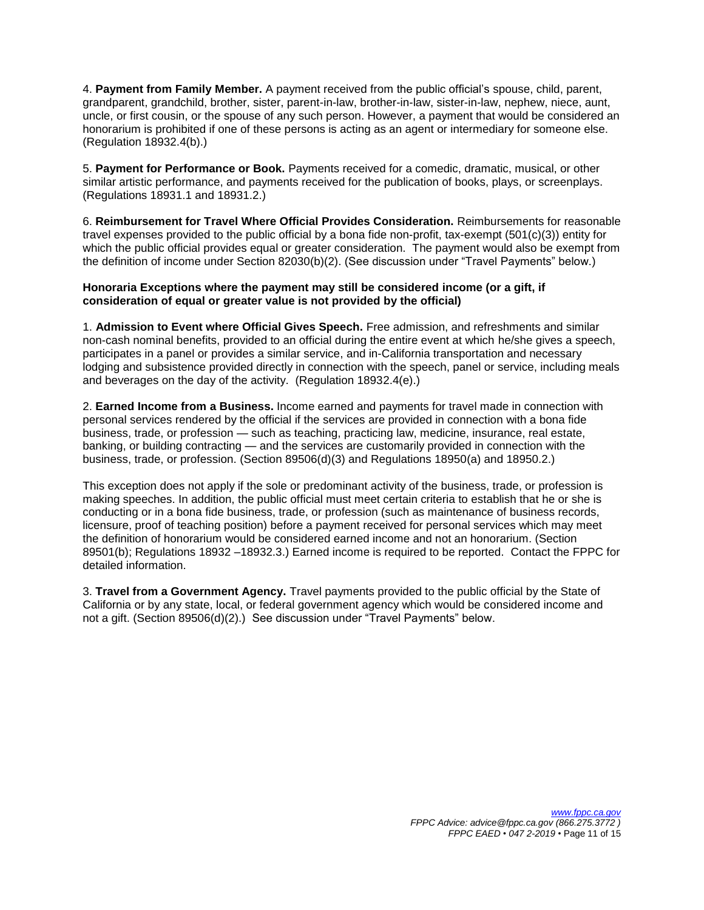4. **Payment from Family Member.** A payment received from the public official's spouse, child, parent, grandparent, grandchild, brother, sister, parent-in-law, brother-in-law, sister-in-law, nephew, niece, aunt, uncle, or first cousin, or the spouse of any such person. However, a payment that would be considered an honorarium is prohibited if one of these persons is acting as an agent or intermediary for someone else. (Regulation 18932.4(b).)

5. **Payment for Performance or Book.** Payments received for a comedic, dramatic, musical, or other similar artistic performance, and payments received for the publication of books, plays, or screenplays. (Regulations 18931.1 and 18931.2.)

6. **Reimbursement for Travel Where Official Provides Consideration.** Reimbursements for reasonable travel expenses provided to the public official by a bona fide non-profit, tax-exempt (501(c)(3)) entity for which the public official provides equal or greater consideration. The payment would also be exempt from the definition of income under Section 82030(b)(2). (See discussion under "Travel Payments" below.)

**Honoraria Exceptions where the payment may still be considered income (or a gift, if consideration of equal or greater value is not provided by the official)**

1. **Admission to Event where Official Gives Speech.** Free admission, and refreshments and similar non-cash nominal benefits, provided to an official during the entire event at which he/she gives a speech, participates in a panel or provides a similar service, and in-California transportation and necessary lodging and subsistence provided directly in connection with the speech, panel or service, including meals and beverages on the day of the activity. (Regulation 18932.4(e).)

2. **Earned Income from a Business.** Income earned and payments for travel made in connection with personal services rendered by the official if the services are provided in connection with a bona fide business, trade, or profession — such as teaching, practicing law, medicine, insurance, real estate, banking, or building contracting — and the services are customarily provided in connection with the business, trade, or profession. (Section 89506(d)(3) and Regulations 18950(a) and 18950.2.)

This exception does not apply if the sole or predominant activity of the business, trade, or profession is making speeches. In addition, the public official must meet certain criteria to establish that he or she is conducting or in a bona fide business, trade, or profession (such as maintenance of business records, licensure, proof of teaching position) before a payment received for personal services which may meet the definition of honorarium would be considered earned income and not an honorarium. (Section 89501(b); Regulations 18932 –18932.3.) Earned income is required to be reported. Contact the FPPC for detailed information.

3. **Travel from a Government Agency.** Travel payments provided to the public official by the State of California or by any state, local, or federal government agency which would be considered income and not a gift. (Section 89506(d)(2).) See discussion under "Travel Payments" below.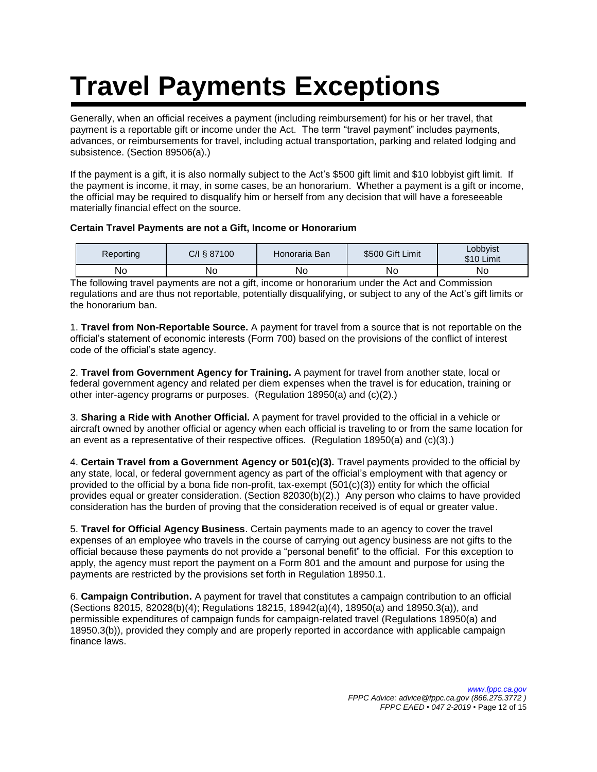# Travel Payments Exceptions

Generally, when an official receives a payment (including reimbursement) for his or her travel, that payment is a reportable gift or income under the Act. The term "travel payment" includes payments, advances, or reimbursements for travel, including actual transportation, parking and related lodging and subsistence. (Section 89506(a).)

If the payment is a gift, it is also normally subject to the Act's $500 gift limit and $10 lobbyist gift limit. If the payment is income, it may, in some cases, be an honorarium. Whether a payment is a gift or income, the official may be required to disqualify him or herself from any decision that will have a foreseeable materially financial effect on the source.

**Certain Travel Payments are not a Gift, Income or Honorarium**

| Reporting | C/I § 87100 | Honoraria Ban | $500 Gift Limit | Lobbyist $10 Limit |
|---|---|---|---|---|
| No | No | No | No | No |

The following travel payments are not a gift, income or honorarium under the Act and Commission regulations and are thus not reportable, potentially disqualifying, or subject to any of the Act's gift limits or the honorarium ban.

1. **Travel from Non-Reportable Source.** A payment for travel from a source that is not reportable on the official's statement of economic interests (Form 700) based on the provisions of the conflict of interest code of the official's state agency.

2. **Travel from Government Agency for Training.** A payment for travel from another state, local or federal government agency and related per diem expenses when the travel is for education, training or other inter-agency programs or purposes. (Regulation 18950(a) and (c)(2).)

3. **Sharing a Ride with Another Official.** A payment for travel provided to the official in a vehicle or aircraft owned by another official or agency when each official is traveling to or from the same location for an event as a representative of their respective offices. (Regulation 18950(a) and (c)(3).)

4. **Certain Travel from a Government Agency or 501(c)(3).** Travel payments provided to the official by any state, local, or federal government agency as part of the official's employment with that agency or provided to the official by a bona fide non-profit, tax-exempt (501(c)(3)) entity for which the official provides equal or greater consideration. (Section 82030(b)(2).) Any person who claims to have provided consideration has the burden of proving that the consideration received is of equal or greater value.

5. **Travel for Official Agency Business**. Certain payments made to an agency to cover the travel expenses of an employee who travels in the course of carrying out agency business are not gifts to the official because these payments do not provide a "personal benefit" to the official. For this exception to apply, the agency must report the payment on a Form 801 and the amount and purpose for using the payments are restricted by the provisions set forth in Regulation 18950.1.

6. **Campaign Contribution.** A payment for travel that constitutes a campaign contribution to an official (Sections 82015, 82028(b)(4); Regulations 18215, 18942(a)(4), 18950(a) and 18950.3(a)), and permissible expenditures of campaign funds for campaign-related travel (Regulations 18950(a) and 18950.3(b)), provided they comply and are properly reported in accordance with applicable campaign finance laws.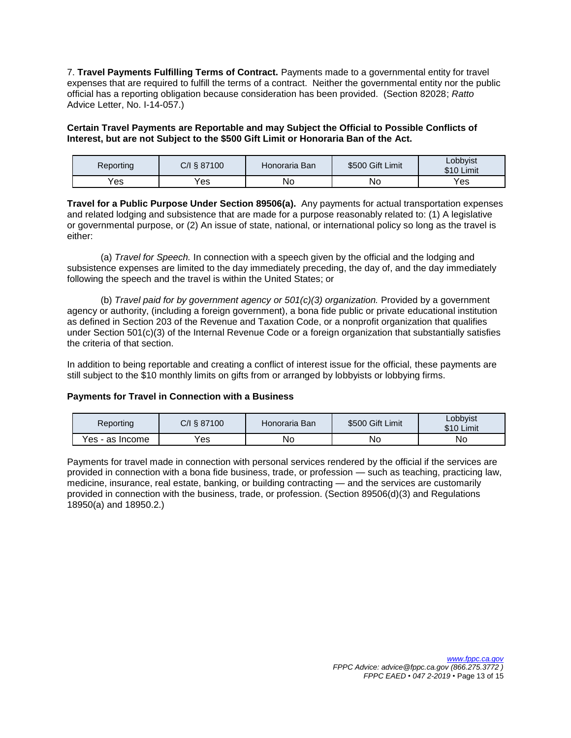7. **Travel Payments Fulfilling Terms of Contract.** Payments made to a governmental entity for travel expenses that are required to fulfill the terms of a contract. Neither the governmental entity nor the public official has a reporting obligation because consideration has been provided. (Section 82028; *Ratto* Advice Letter, No. I-14-057.)

**Certain Travel Payments are Reportable and may Subject the Official to Possible Conflicts of Interest, but are not Subject to the $500 Gift Limit or Honoraria Ban of the Act.**

| Reporting | C/I § 87100 | Honoraria Ban | $500 Gift Limit | Lobbyist $10 Limit |
|---|---|---|---|---|
| Yes | Yes | No | No | Yes |

**Travel for a Public Purpose Under Section 89506(a).** Any payments for actual transportation expenses and related lodging and subsistence that are made for a purpose reasonably related to: (1) A legislative or governmental purpose, or (2) An issue of state, national, or international policy so long as the travel is either:

(a) *Travel for Speech.* In connection with a speech given by the official and the lodging and subsistence expenses are limited to the day immediately preceding, the day of, and the day immediately following the speech and the travel is within the United States; or

(b) *Travel paid for by government agency or 501(c)(3) organization.* Provided by a government agency or authority, (including a foreign government), a bona fide public or private educational institution as defined in Section 203 of the Revenue and Taxation Code, or a nonprofit organization that qualifies under Section 501(c)(3) of the Internal Revenue Code or a foreign organization that substantially satisfies the criteria of that section.

In addition to being reportable and creating a conflict of interest issue for the official, these payments are still subject to the $10 monthly limits on gifts from or arranged by lobbyists or lobbying firms.

**Payments for Travel in Connection with a Business**

| Reporting | C/I § 87100 | Honoraria Ban | $500 Gift Limit | Lobbyist $10 Limit |
|---|---|---|---|---|
| Yes - as Income | Yes | No | No | No |

Payments for travel made in connection with personal services rendered by the official if the services are provided in connection with a bona fide business, trade, or profession — such as teaching, practicing law, medicine, insurance, real estate, banking, or building contracting — and the services are customarily provided in connection with the business, trade, or profession. (Section 89506(d)(3) and Regulations 18950(a) and 18950.2.)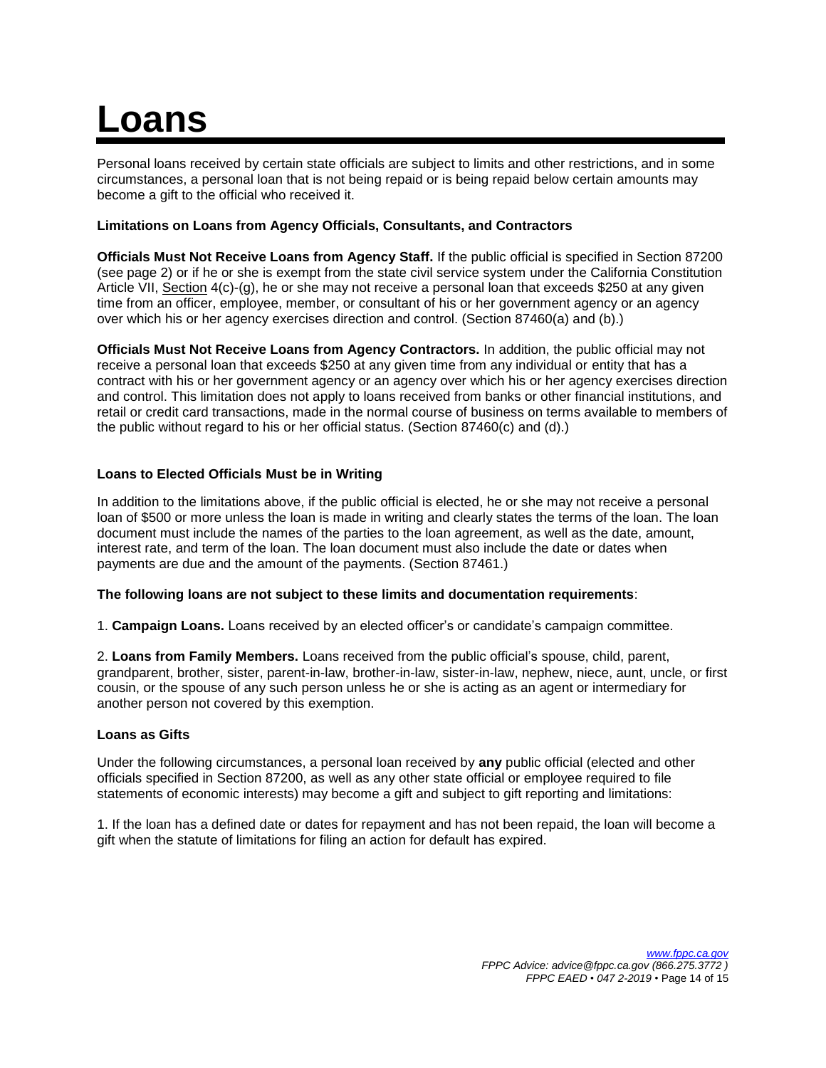# Loans

Personal loans received by certain state officials are subject to limits and other restrictions, and in some circumstances, a personal loan that is not being repaid or is being repaid below certain amounts may become a gift to the official who received it.

**Limitations on Loans from Agency Officials, Consultants, and Contractors**

**Officials Must Not Receive Loans from Agency Staff.** If the public official is specified in Section 87200 (see page 2) or if he or she is exempt from the state civil service system under the California Constitution Article VII, Section 4(c)-(g), he or she may not receive a personal loan that exceeds $250 at any given time from an officer, employee, member, or consultant of his or her government agency or an agency over which his or her agency exercises direction and control. (Section 87460(a) and (b).)

**Officials Must Not Receive Loans from Agency Contractors.** In addition, the public official may not receive a personal loan that exceeds $250 at any given time from any individual or entity that has a contract with his or her government agency or an agency over which his or her agency exercises direction and control. This limitation does not apply to loans received from banks or other financial institutions, and retail or credit card transactions, made in the normal course of business on terms available to members of the public without regard to his or her official status. (Section 87460(c) and (d).)

**Loans to Elected Officials Must be in Writing**

In addition to the limitations above, if the public official is elected, he or she may not receive a personal loan of $500 or more unless the loan is made in writing and clearly states the terms of the loan. The loan document must include the names of the parties to the loan agreement, as well as the date, amount, interest rate, and term of the loan. The loan document must also include the date or dates when payments are due and the amount of the payments. (Section 87461.)

**The following loans are not subject to these limits and documentation requirements**:

1. **Campaign Loans.** Loans received by an elected officer's or candidate's campaign committee.

2. **Loans from Family Members.** Loans received from the public official's spouse, child, parent, grandparent, brother, sister, parent-in-law, brother-in-law, sister-in-law, nephew, niece, aunt, uncle, or first cousin, or the spouse of any such person unless he or she is acting as an agent or intermediary for another person not covered by this exemption.

**Loans as Gifts**

Under the following circumstances, a personal loan received by **any** public official (elected and other officials specified in Section 87200, as well as any other state official or employee required to file statements of economic interests) may become a gift and subject to gift reporting and limitations:

1. If the loan has a defined date or dates for repayment and has not been repaid, the loan will become a gift when the statute of limitations for filing an action for default has expired.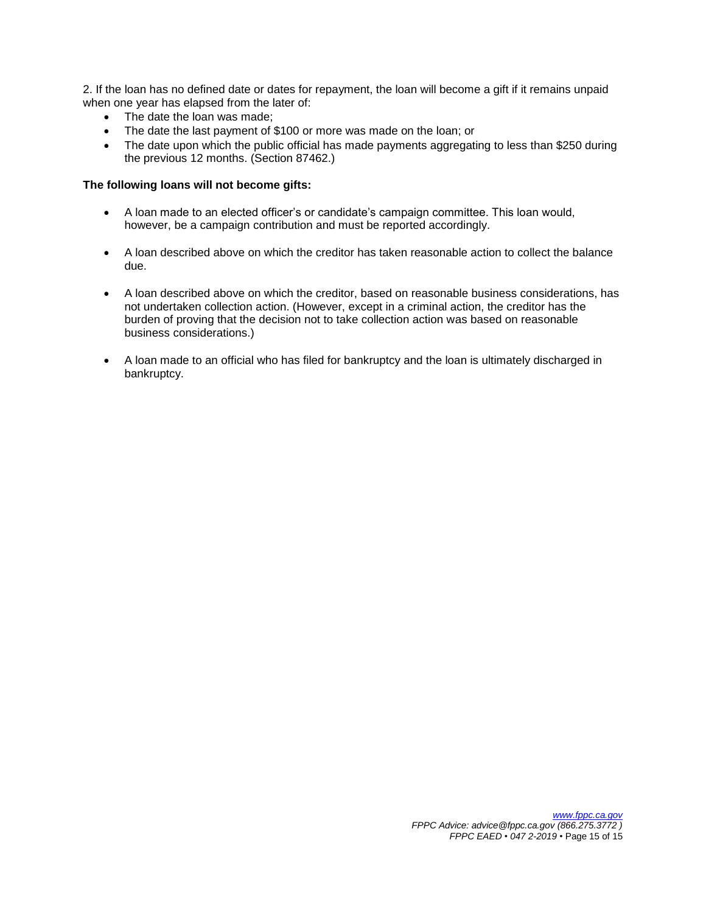2. If the loan has no defined date or dates for repayment, the loan will become a gift if it remains unpaid when one year has elapsed from the later of:

- The date the loan was made;
- The date the last payment of $100 or more was made on the loan; or
- The date upon which the public official has made payments aggregating to less than $250 during the previous 12 months. (Section 87462.)

**The following loans will not become gifts:**

- A loan made to an elected officer's or candidate's campaign committee. This loan would, however, be a campaign contribution and must be reported accordingly.
- A loan described above on which the creditor has taken reasonable action to collect the balance due.
- A loan described above on which the creditor, based on reasonable business considerations, has not undertaken collection action. (However, except in a criminal action, the creditor has the burden of proving that the decision not to take collection action was based on reasonable business considerations.)
- A loan made to an official who has filed for bankruptcy and the loan is ultimately discharged in bankruptcy.